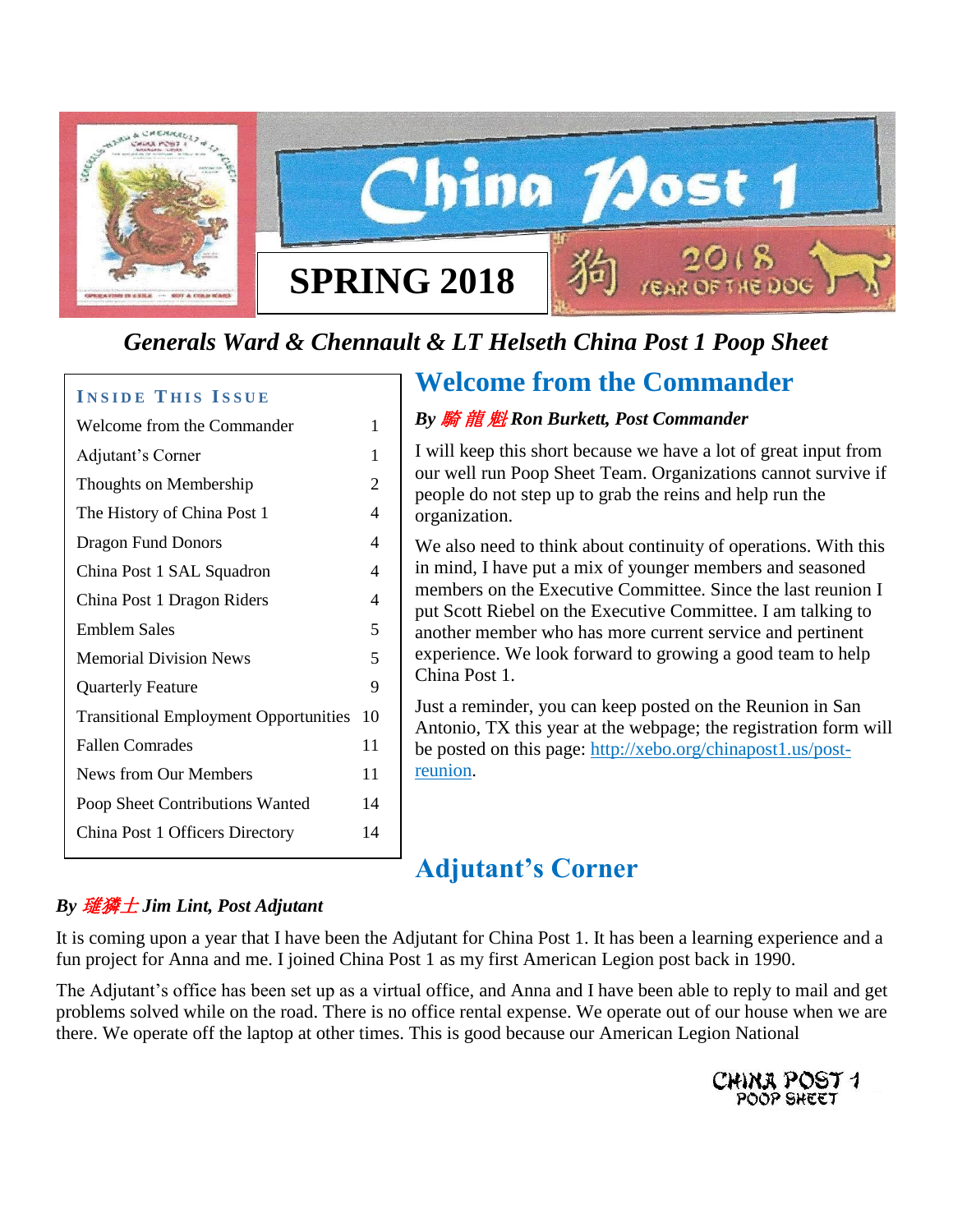# China Post 1

**SPRING 2018**

狗 2018 YEAR OF THE DOG

***Generals Ward & Chennault & LT Helseth China Post 1 Poop Sheet***

| INSIDE THIS ISSUE | |
|---|---|
| Welcome from the Commander | 1 |
| Adjutant's Corner | 1 |
| Thoughts on Membership | 2 |
| The History of China Post 1 | 4 |
| Dragon Fund Donors | 4 |
| China Post 1 SAL Squadron | 4 |
| China Post 1 Dragon Riders | 4 |
| Emblem Sales | 5 |
| Memorial Division News | 5 |
| Quarterly Feature | 9 |
| Transitional Employment Opportunities | 10 |
| Fallen Comrades | 11 |
| News from Our Members | 11 |
| Poop Sheet Contributions Wanted | 14 |
| China Post 1 Officers Directory | 14 |

## Welcome from the Commander

***By 騎龍魁 Ron Burkett, Post Commander***

I will keep this short because we have a lot of great input from our well run Poop Sheet Team. Organizations cannot survive if people do not step up to grab the reins and help run the organization.

We also need to think about continuity of operations. With this in mind, I have put a mix of younger members and seasoned members on the Executive Committee. Since the last reunion I put Scott Riebel on the Executive Committee. I am talking to another member who has more current service and pertinent experience. We look forward to growing a good team to help China Post 1.

Just a reminder, you can keep posted on the Reunion in San Antonio, TX this year at the webpage; the registration form will be posted on this page: http://xebo.org/chinapost1.us/post-reunion.

## Adjutant's Corner

***By 璀獜士 Jim Lint, Post Adjutant***

It is coming upon a year that I have been the Adjutant for China Post 1. It has been a learning experience and a fun project for Anna and me. I joined China Post 1 as my first American Legion post back in 1990.

The Adjutant's office has been set up as a virtual office, and Anna and I have been able to reply to mail and get problems solved while on the road. There is no office rental expense. We operate out of our house when we are there. We operate off the laptop at other times. This is good because our American Legion National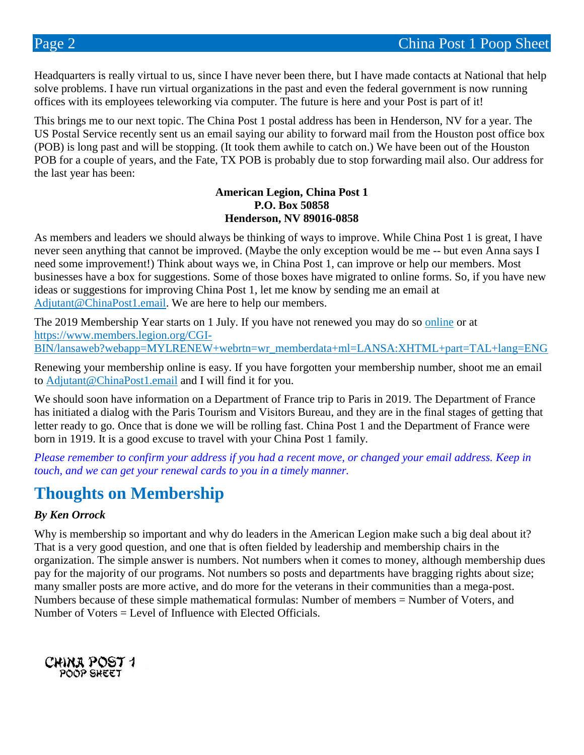Headquarters is really virtual to us, since I have never been there, but I have made contacts at National that help solve problems. I have run virtual organizations in the past and even the federal government is now running offices with its employees teleworking via computer. The future is here and your Post is part of it!

This brings me to our next topic. The China Post 1 postal address has been in Henderson, NV for a year. The US Postal Service recently sent us an email saying our ability to forward mail from the Houston post office box (POB) is long past and will be stopping. (It took them awhile to catch on.) We have been out of the Houston POB for a couple of years, and the Fate, TX POB is probably due to stop forwarding mail also. Our address for the last year has been:

**American Legion, China Post 1**
**P.O. Box 50858**
**Henderson, NV 89016-0858**

As members and leaders we should always be thinking of ways to improve. While China Post 1 is great, I have never seen anything that cannot be improved. (Maybe the only exception would be me -- but even Anna says I need some improvement!) Think about ways we, in China Post 1, can improve or help our members. Most businesses have a box for suggestions. Some of those boxes have migrated to online forms. So, if you have new ideas or suggestions for improving China Post 1, let me know by sending me an email at Adjutant@ChinaPost1.email. We are here to help our members.

The 2019 Membership Year starts on 1 July. If you have not renewed you may do so online or at https://www.members.legion.org/CGI-BIN/lansaweb?webapp=MYLRENEW+webrtn=wr_memberdata+ml=LANSA:XHTML+part=TAL+lang=ENG

Renewing your membership online is easy. If you have forgotten your membership number, shoot me an email to Adjutant@ChinaPost1.email and I will find it for you.

We should soon have information on a Department of France trip to Paris in 2019. The Department of France has initiated a dialog with the Paris Tourism and Visitors Bureau, and they are in the final stages of getting that letter ready to go. Once that is done we will be rolling fast. China Post 1 and the Department of France were born in 1919. It is a good excuse to travel with your China Post 1 family.

*Please remember to confirm your address if you had a recent move, or changed your email address. Keep in touch, and we can get your renewal cards to you in a timely manner.*

## Thoughts on Membership

***By Ken Orrock***

Why is membership so important and why do leaders in the American Legion make such a big deal about it? That is a very good question, and one that is often fielded by leadership and membership chairs in the organization. The simple answer is numbers. Not numbers when it comes to money, although membership dues pay for the majority of our programs. Not numbers so posts and departments have bragging rights about size; many smaller posts are more active, and do more for the veterans in their communities than a mega-post. Numbers because of these simple mathematical formulas: Number of members = Number of Voters, and Number of Voters = Level of Influence with Elected Officials.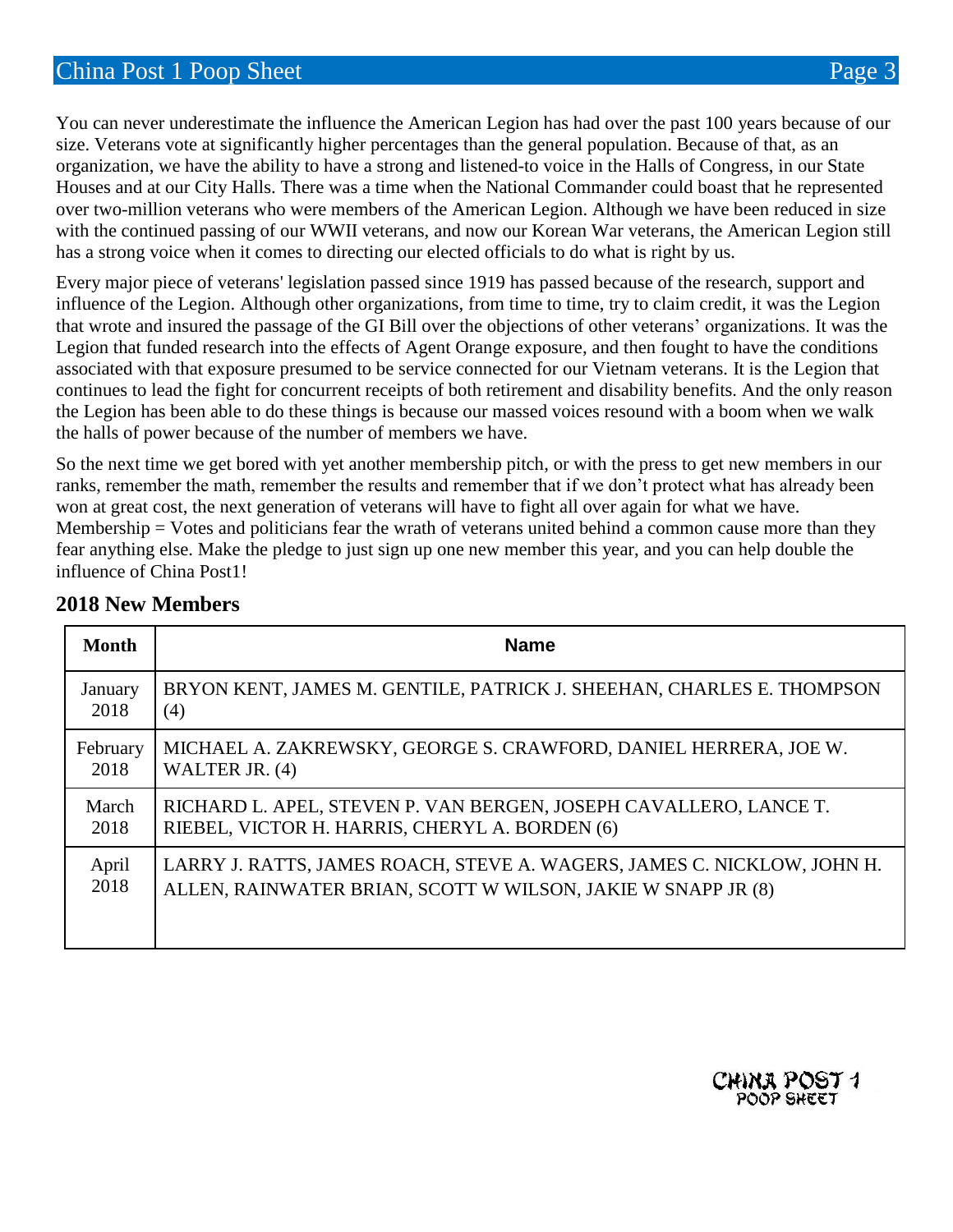You can never underestimate the influence the American Legion has had over the past 100 years because of our size. Veterans vote at significantly higher percentages than the general population. Because of that, as an organization, we have the ability to have a strong and listened-to voice in the Halls of Congress, in our State Houses and at our City Halls. There was a time when the National Commander could boast that he represented over two-million veterans who were members of the American Legion. Although we have been reduced in size with the continued passing of our WWII veterans, and now our Korean War veterans, the American Legion still has a strong voice when it comes to directing our elected officials to do what is right by us.

Every major piece of veterans' legislation passed since 1919 has passed because of the research, support and influence of the Legion. Although other organizations, from time to time, try to claim credit, it was the Legion that wrote and insured the passage of the GI Bill over the objections of other veterans' organizations. It was the Legion that funded research into the effects of Agent Orange exposure, and then fought to have the conditions associated with that exposure presumed to be service connected for our Vietnam veterans. It is the Legion that continues to lead the fight for concurrent receipts of both retirement and disability benefits. And the only reason the Legion has been able to do these things is because our massed voices resound with a boom when we walk the halls of power because of the number of members we have.

So the next time we get bored with yet another membership pitch, or with the press to get new members in our ranks, remember the math, remember the results and remember that if we don't protect what has already been won at great cost, the next generation of veterans will have to fight all over again for what we have. Membership = Votes and politicians fear the wrath of veterans united behind a common cause more than they fear anything else. Make the pledge to just sign up one new member this year, and you can help double the influence of China Post1!

## 2018 New Members

| Month | Name |
|---|---|
| January 2018 | BRYON KENT, JAMES M. GENTILE, PATRICK J. SHEEHAN, CHARLES E. THOMPSON (4) |
| February 2018 | MICHAEL A. ZAKREWSKY, GEORGE S. CRAWFORD, DANIEL HERRERA, JOE W. WALTER JR. (4) |
| March 2018 | RICHARD L. APEL, STEVEN P. VAN BERGEN, JOSEPH CAVALLERO, LANCE T. RIEBEL, VICTOR H. HARRIS, CHERYL A. BORDEN (6) |
| April 2018 | LARRY J. RATTS, JAMES ROACH, STEVE A. WAGERS, JAMES C. NICKLOW, JOHN H. ALLEN, RAINWATER BRIAN, SCOTT W WILSON, JAKIE W SNAPP JR (8) |

CHINA POST 1
POOP SHEET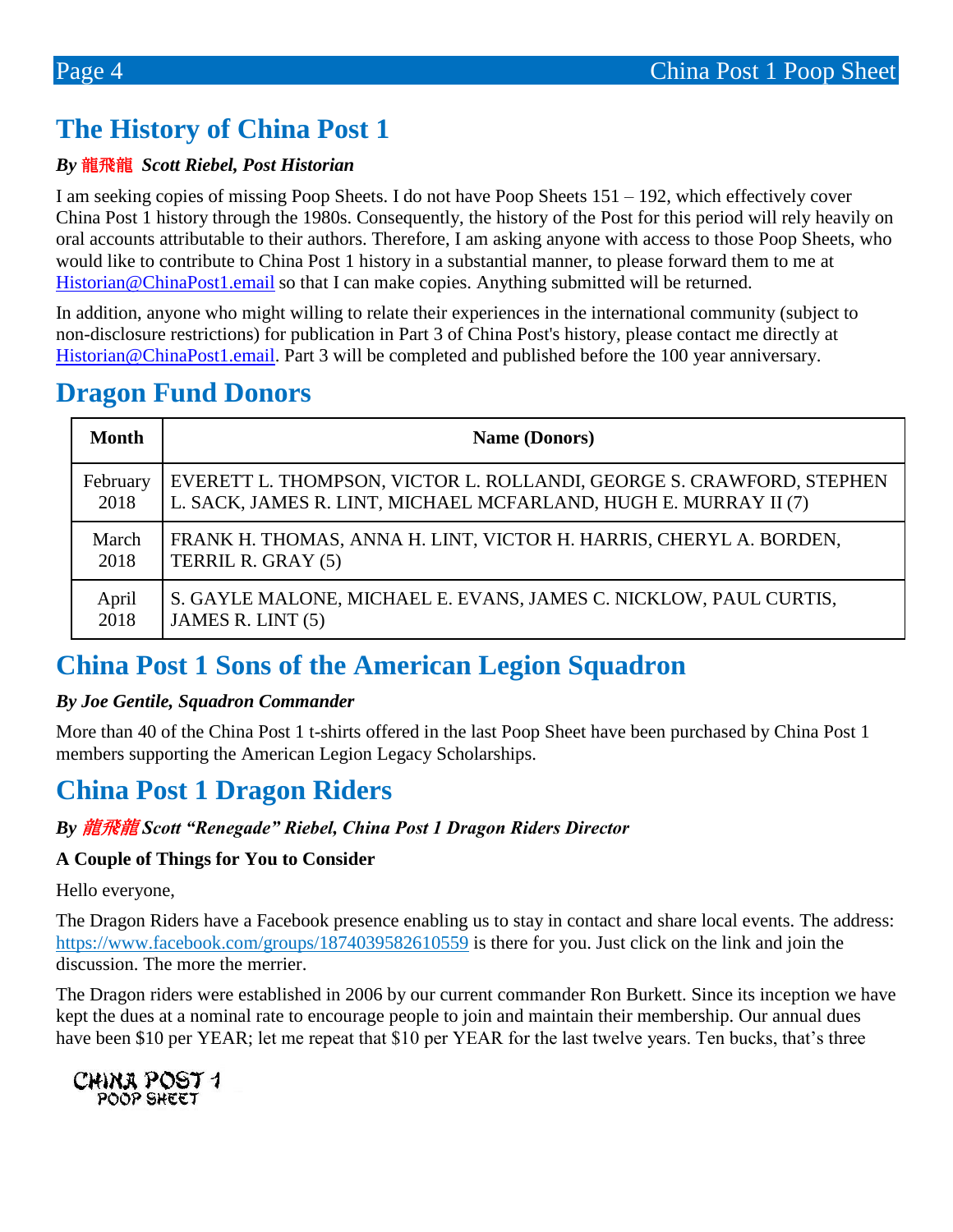# The History of China Post 1

***By 龍飛龍 Scott Riebel, Post Historian***

I am seeking copies of missing Poop Sheets. I do not have Poop Sheets 151 – 192, which effectively cover China Post 1 history through the 1980s. Consequently, the history of the Post for this period will rely heavily on oral accounts attributable to their authors. Therefore, I am asking anyone with access to those Poop Sheets, who would like to contribute to China Post 1 history in a substantial manner, to please forward them to me at Historian@ChinaPost1.email so that I can make copies. Anything submitted will be returned.

In addition, anyone who might willing to relate their experiences in the international community (subject to non-disclosure restrictions) for publication in Part 3 of China Post's history, please contact me directly at Historian@ChinaPost1.email. Part 3 will be completed and published before the 100 year anniversary.

# Dragon Fund Donors

| Month | Name (Donors) |
|---|---|
| February 2018 | EVERETT L. THOMPSON, VICTOR L. ROLLANDI, GEORGE S. CRAWFORD, STEPHEN L. SACK, JAMES R. LINT, MICHAEL MCFARLAND, HUGH E. MURRAY II (7) |
| March 2018 | FRANK H. THOMAS, ANNA H. LINT, VICTOR H. HARRIS, CHERYL A. BORDEN, TERRIL R. GRAY (5) |
| April 2018 | S. GAYLE MALONE, MICHAEL E. EVANS, JAMES C. NICKLOW, PAUL CURTIS, JAMES R. LINT (5) |

# China Post 1 Sons of the American Legion Squadron

***By Joe Gentile, Squadron Commander***

More than 40 of the China Post 1 t-shirts offered in the last Poop Sheet have been purchased by China Post 1 members supporting the American Legion Legacy Scholarships.

# China Post 1 Dragon Riders

***By 龍飛龍 Scott "Renegade" Riebel, China Post 1 Dragon Riders Director***

**A Couple of Things for You to Consider**

Hello everyone,

The Dragon Riders have a Facebook presence enabling us to stay in contact and share local events. The address: https://www.facebook.com/groups/1874039582610559 is there for you. Just click on the link and join the discussion. The more the merrier.

The Dragon riders were established in 2006 by our current commander Ron Burkett. Since its inception we have kept the dues at a nominal rate to encourage people to join and maintain their membership. Our annual dues have been $10 per YEAR; let me repeat that $10 per YEAR for the last twelve years. Ten bucks, that's three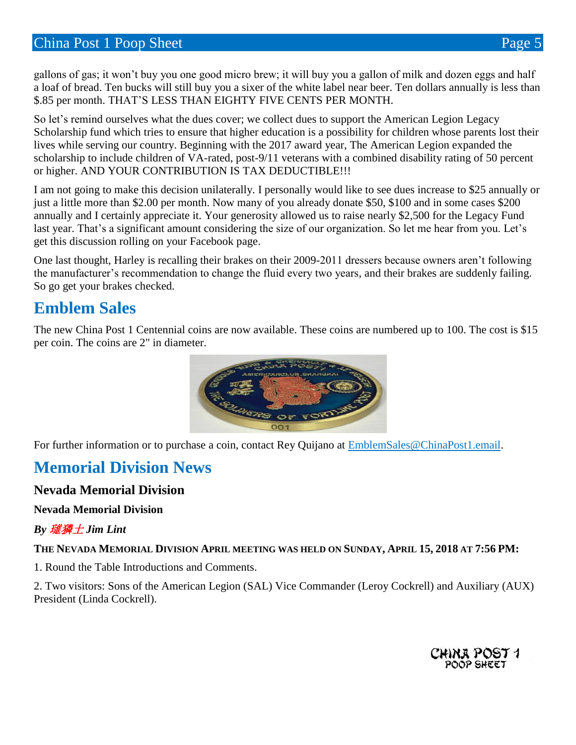gallons of gas; it won't buy you one good micro brew; it will buy you a gallon of milk and dozen eggs and half a loaf of bread. Ten bucks will still buy you a sixer of the white label near beer. Ten dollars annually is less than $.85 per month. THAT'S LESS THAN EIGHTY FIVE CENTS PER MONTH.

So let's remind ourselves what the dues cover; we collect dues to support the American Legion Legacy Scholarship fund which tries to ensure that higher education is a possibility for children whose parents lost their lives while serving our country. Beginning with the 2017 award year, The American Legion expanded the scholarship to include children of VA-rated, post-9/11 veterans with a combined disability rating of 50 percent or higher. AND YOUR CONTRIBUTION IS TAX DEDUCTIBLE!!!

I am not going to make this decision unilaterally. I personally would like to see dues increase to $25 annually or just a little more than $2.00 per month. Now many of you already donate $50, $100 and in some cases $200 annually and I certainly appreciate it. Your generosity allowed us to raise nearly $2,500 for the Legacy Fund last year. That's a significant amount considering the size of our organization. So let me hear from you. Let's get this discussion rolling on your Facebook page.

One last thought, Harley is recalling their brakes on their 2009-2011 dressers because owners aren't following the manufacturer's recommendation to change the fluid every two years, and their brakes are suddenly failing. So go get your brakes checked.

# Emblem Sales

The new China Post 1 Centennial coins are now available. These coins are numbered up to 100. The cost is $15 per coin. The coins are 2" in diameter.

For further information or to purchase a coin, contact Rey Quijano at [EmblemSales@ChinaPost1.email](mailto:EmblemSales@ChinaPost1.email).

# Memorial Division News

## Nevada Memorial Division

**Nevada Memorial Division**

***By 璀獜士 Jim Lint***

**THE NEVADA MEMORIAL DIVISION APRIL MEETING WAS HELD ON SUNDAY, APRIL 15, 2018 AT 7:56 PM:**

1. Round the Table Introductions and Comments.

2. Two visitors: Sons of the American Legion (SAL) Vice Commander (Leroy Cockrell) and Auxiliary (AUX) President (Linda Cockrell).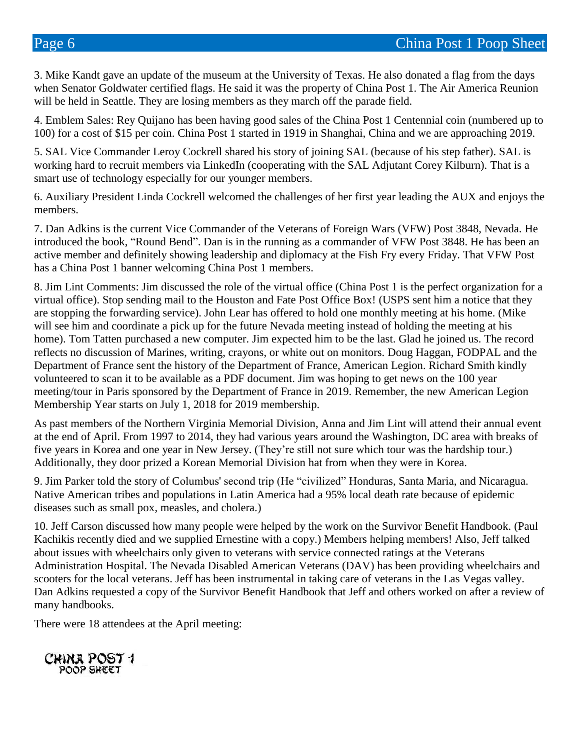3. Mike Kandt gave an update of the museum at the University of Texas. He also donated a flag from the days when Senator Goldwater certified flags. He said it was the property of China Post 1. The Air America Reunion will be held in Seattle. They are losing members as they march off the parade field.

4. Emblem Sales: Rey Quijano has been having good sales of the China Post 1 Centennial coin (numbered up to 100) for a cost of $15 per coin. China Post 1 started in 1919 in Shanghai, China and we are approaching 2019.

5. SAL Vice Commander Leroy Cockrell shared his story of joining SAL (because of his step father). SAL is working hard to recruit members via LinkedIn (cooperating with the SAL Adjutant Corey Kilburn). That is a smart use of technology especially for our younger members.

6. Auxiliary President Linda Cockrell welcomed the challenges of her first year leading the AUX and enjoys the members.

7. Dan Adkins is the current Vice Commander of the Veterans of Foreign Wars (VFW) Post 3848, Nevada. He introduced the book, "Round Bend". Dan is in the running as a commander of VFW Post 3848. He has been an active member and definitely showing leadership and diplomacy at the Fish Fry every Friday. That VFW Post has a China Post 1 banner welcoming China Post 1 members.

8. Jim Lint Comments: Jim discussed the role of the virtual office (China Post 1 is the perfect organization for a virtual office). Stop sending mail to the Houston and Fate Post Office Box! (USPS sent him a notice that they are stopping the forwarding service). John Lear has offered to hold one monthly meeting at his home. (Mike will see him and coordinate a pick up for the future Nevada meeting instead of holding the meeting at his home). Tom Tatten purchased a new computer. Jim expected him to be the last. Glad he joined us. The record reflects no discussion of Marines, writing, crayons, or white out on monitors. Doug Haggan, FODPAL and the Department of France sent the history of the Department of France, American Legion. Richard Smith kindly volunteered to scan it to be available as a PDF document. Jim was hoping to get news on the 100 year meeting/tour in Paris sponsored by the Department of France in 2019. Remember, the new American Legion Membership Year starts on July 1, 2018 for 2019 membership.

As past members of the Northern Virginia Memorial Division, Anna and Jim Lint will attend their annual event at the end of April. From 1997 to 2014, they had various years around the Washington, DC area with breaks of five years in Korea and one year in New Jersey. (They're still not sure which tour was the hardship tour.) Additionally, they door prized a Korean Memorial Division hat from when they were in Korea.

9. Jim Parker told the story of Columbus' second trip (He "civilized" Honduras, Santa Maria, and Nicaragua. Native American tribes and populations in Latin America had a 95% local death rate because of epidemic diseases such as small pox, measles, and cholera.)

10. Jeff Carson discussed how many people were helped by the work on the Survivor Benefit Handbook. (Paul Kachikis recently died and we supplied Ernestine with a copy.) Members helping members! Also, Jeff talked about issues with wheelchairs only given to veterans with service connected ratings at the Veterans Administration Hospital. The Nevada Disabled American Veterans (DAV) has been providing wheelchairs and scooters for the local veterans. Jeff has been instrumental in taking care of veterans in the Las Vegas valley. Dan Adkins requested a copy of the Survivor Benefit Handbook that Jeff and others worked on after a review of many handbooks.

There were 18 attendees at the April meeting: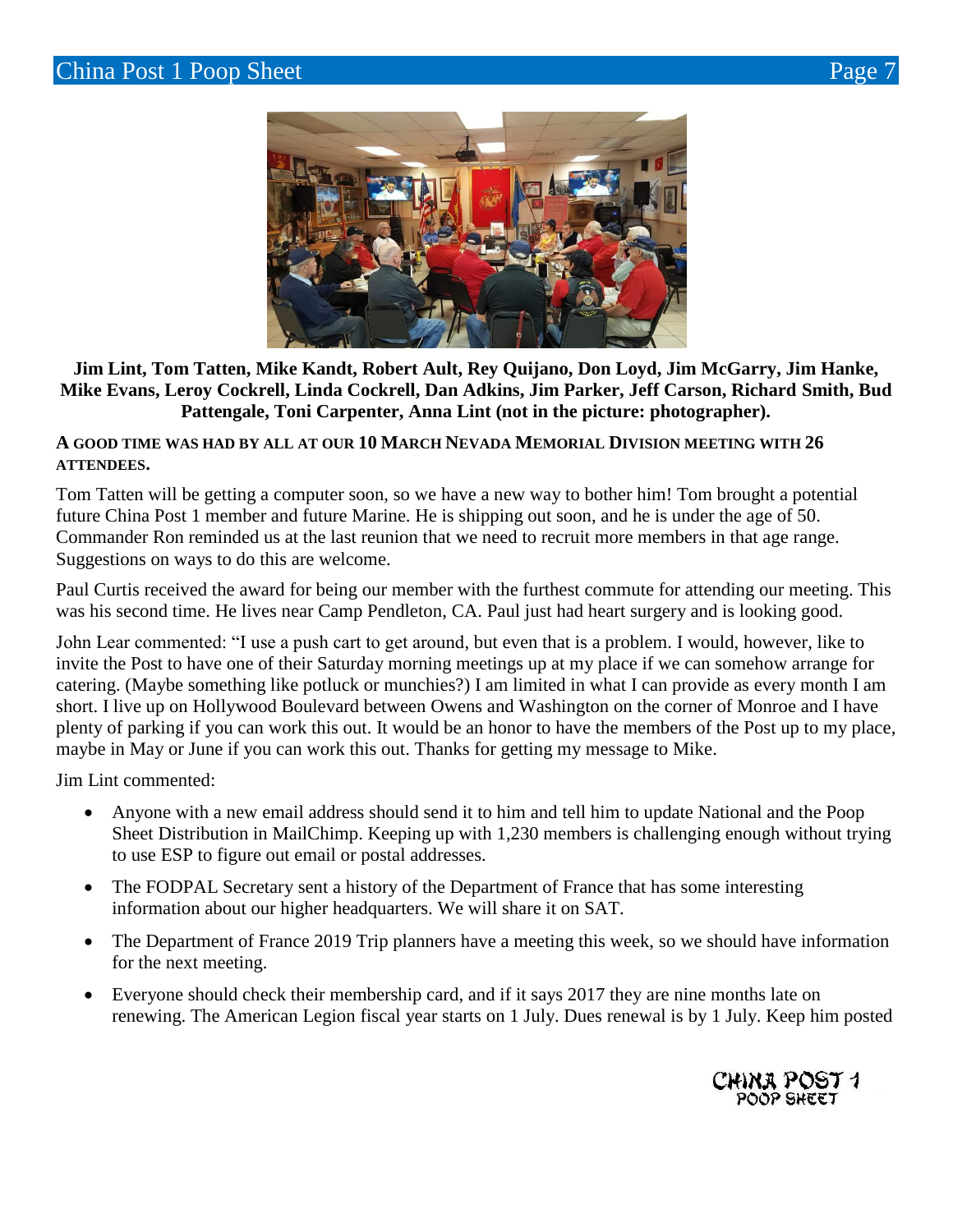**Jim Lint, Tom Tatten, Mike Kandt, Robert Ault, Rey Quijano, Don Loyd, Jim McGarry, Jim Hanke, Mike Evans, Leroy Cockrell, Linda Cockrell, Dan Adkins, Jim Parker, Jeff Carson, Richard Smith, Bud Pattengale, Toni Carpenter, Anna Lint (not in the picture: photographer).**

**A GOOD TIME WAS HAD BY ALL AT OUR 10 MARCH NEVADA MEMORIAL DIVISION MEETING WITH 26 ATTENDEES.**

Tom Tatten will be getting a computer soon, so we have a new way to bother him! Tom brought a potential future China Post 1 member and future Marine. He is shipping out soon, and he is under the age of 50. Commander Ron reminded us at the last reunion that we need to recruit more members in that age range. Suggestions on ways to do this are welcome.

Paul Curtis received the award for being our member with the furthest commute for attending our meeting. This was his second time. He lives near Camp Pendleton, CA. Paul just had heart surgery and is looking good.

John Lear commented: "I use a push cart to get around, but even that is a problem. I would, however, like to invite the Post to have one of their Saturday morning meetings up at my place if we can somehow arrange for catering. (Maybe something like potluck or munchies?) I am limited in what I can provide as every month I am short. I live up on Hollywood Boulevard between Owens and Washington on the corner of Monroe and I have plenty of parking if you can work this out. It would be an honor to have the members of the Post up to my place, maybe in May or June if you can work this out. Thanks for getting my message to Mike.

Jim Lint commented:

- Anyone with a new email address should send it to him and tell him to update National and the Poop Sheet Distribution in MailChimp. Keeping up with 1,230 members is challenging enough without trying to use ESP to figure out email or postal addresses.
- The FODPAL Secretary sent a history of the Department of France that has some interesting information about our higher headquarters. We will share it on SAT.
- The Department of France 2019 Trip planners have a meeting this week, so we should have information for the next meeting.
- Everyone should check their membership card, and if it says 2017 they are nine months late on renewing. The American Legion fiscal year starts on 1 July. Dues renewal is by 1 July. Keep him posted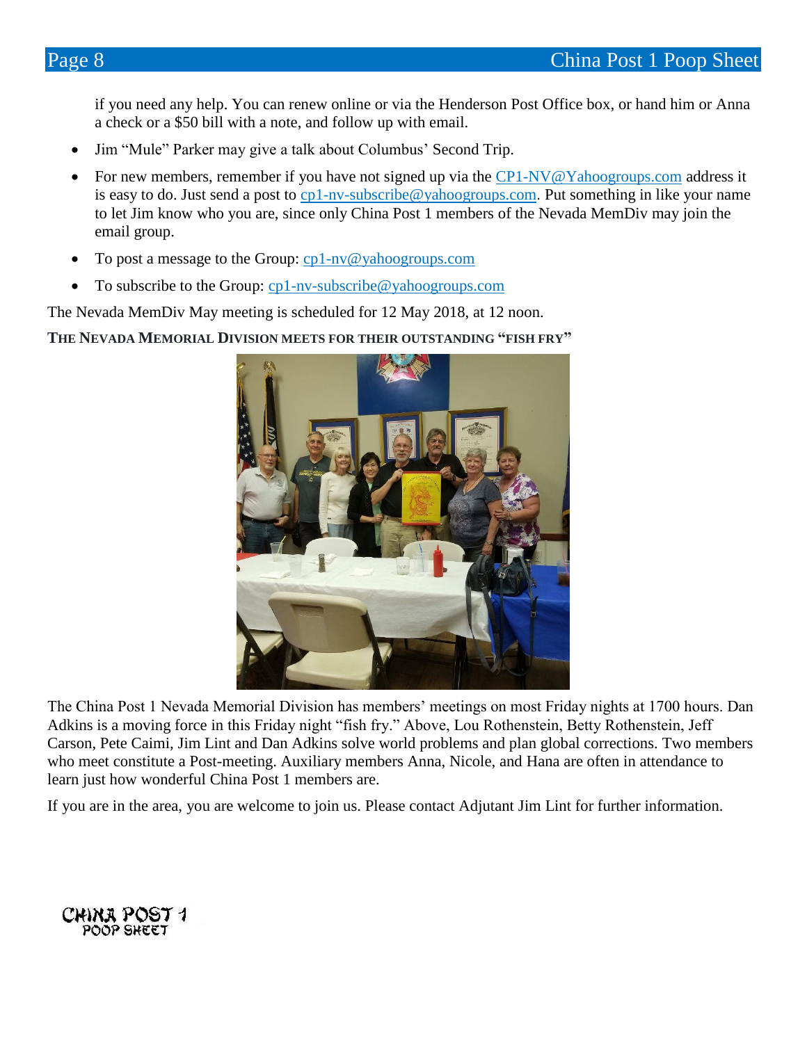if you need any help. You can renew online or via the Henderson Post Office box, or hand him or Anna a check or a $50 bill with a note, and follow up with email.

- Jim "Mule" Parker may give a talk about Columbus' Second Trip.
- For new members, remember if you have not signed up via the CP1-NV@Yahoogroups.com address it is easy to do. Just send a post to cp1-nv-subscribe@yahoogroups.com. Put something in like your name to let Jim know who you are, since only China Post 1 members of the Nevada MemDiv may join the email group.
- To post a message to the Group: cp1-nv@yahoogroups.com
- To subscribe to the Group: cp1-nv-subscribe@yahoogroups.com

The Nevada MemDiv May meeting is scheduled for 12 May 2018, at 12 noon.

**THE NEVADA MEMORIAL DIVISION MEETS FOR THEIR OUTSTANDING "FISH FRY"**

The China Post 1 Nevada Memorial Division has members' meetings on most Friday nights at 1700 hours. Dan Adkins is a moving force in this Friday night "fish fry." Above, Lou Rothenstein, Betty Rothenstein, Jeff Carson, Pete Caimi, Jim Lint and Dan Adkins solve world problems and plan global corrections. Two members who meet constitute a Post-meeting. Auxiliary members Anna, Nicole, and Hana are often in attendance to learn just how wonderful China Post 1 members are.

If you are in the area, you are welcome to join us. Please contact Adjutant Jim Lint for further information.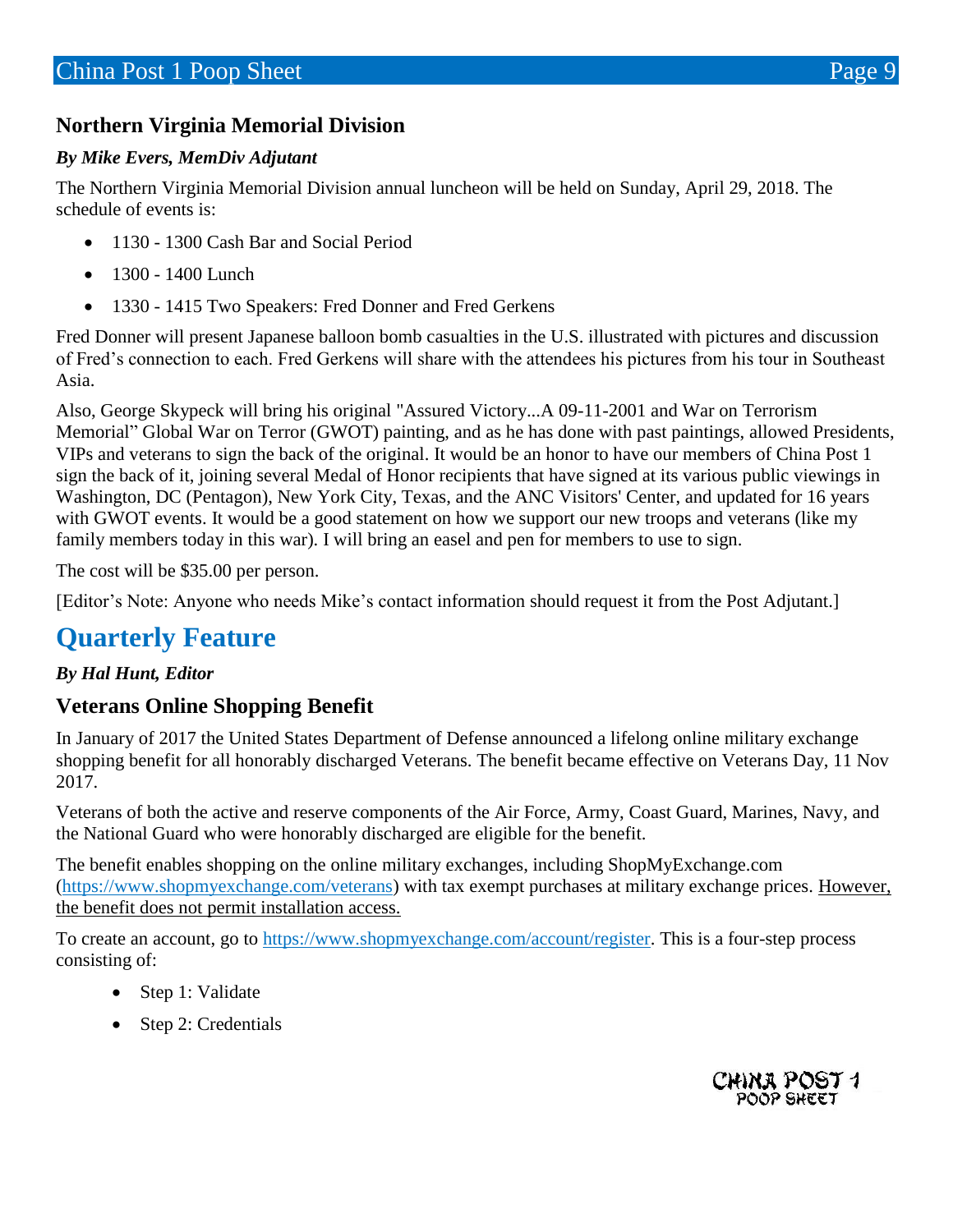## Northern Virginia Memorial Division

***By Mike Evers, MemDiv Adjutant***

The Northern Virginia Memorial Division annual luncheon will be held on Sunday, April 29, 2018. The schedule of events is:

- 1130 - 1300 Cash Bar and Social Period
- 1300 - 1400 Lunch
- 1330 - 1415 Two Speakers: Fred Donner and Fred Gerkens

Fred Donner will present Japanese balloon bomb casualties in the U.S. illustrated with pictures and discussion of Fred's connection to each. Fred Gerkens will share with the attendees his pictures from his tour in Southeast Asia.

Also, George Skypeck will bring his original "Assured Victory...A 09-11-2001 and War on Terrorism Memorial" Global War on Terror (GWOT) painting, and as he has done with past paintings, allowed Presidents, VIPs and veterans to sign the back of the original. It would be an honor to have our members of China Post 1 sign the back of it, joining several Medal of Honor recipients that have signed at its various public viewings in Washington, DC (Pentagon), New York City, Texas, and the ANC Visitors' Center, and updated for 16 years with GWOT events. It would be a good statement on how we support our new troops and veterans (like my family members today in this war). I will bring an easel and pen for members to use to sign.

The cost will be $35.00 per person.

[Editor's Note: Anyone who needs Mike's contact information should request it from the Post Adjutant.]

# Quarterly Feature

***By Hal Hunt, Editor***

## Veterans Online Shopping Benefit

In January of 2017 the United States Department of Defense announced a lifelong online military exchange shopping benefit for all honorably discharged Veterans. The benefit became effective on Veterans Day, 11 Nov 2017.

Veterans of both the active and reserve components of the Air Force, Army, Coast Guard, Marines, Navy, and the National Guard who were honorably discharged are eligible for the benefit.

The benefit enables shopping on the online military exchanges, including ShopMyExchange.com (https://www.shopmyexchange.com/veterans) with tax exempt purchases at military exchange prices. However, the benefit does not permit installation access.

To create an account, go to https://www.shopmyexchange.com/account/register. This is a four-step process consisting of:

- Step 1: Validate
- Step 2: Credentials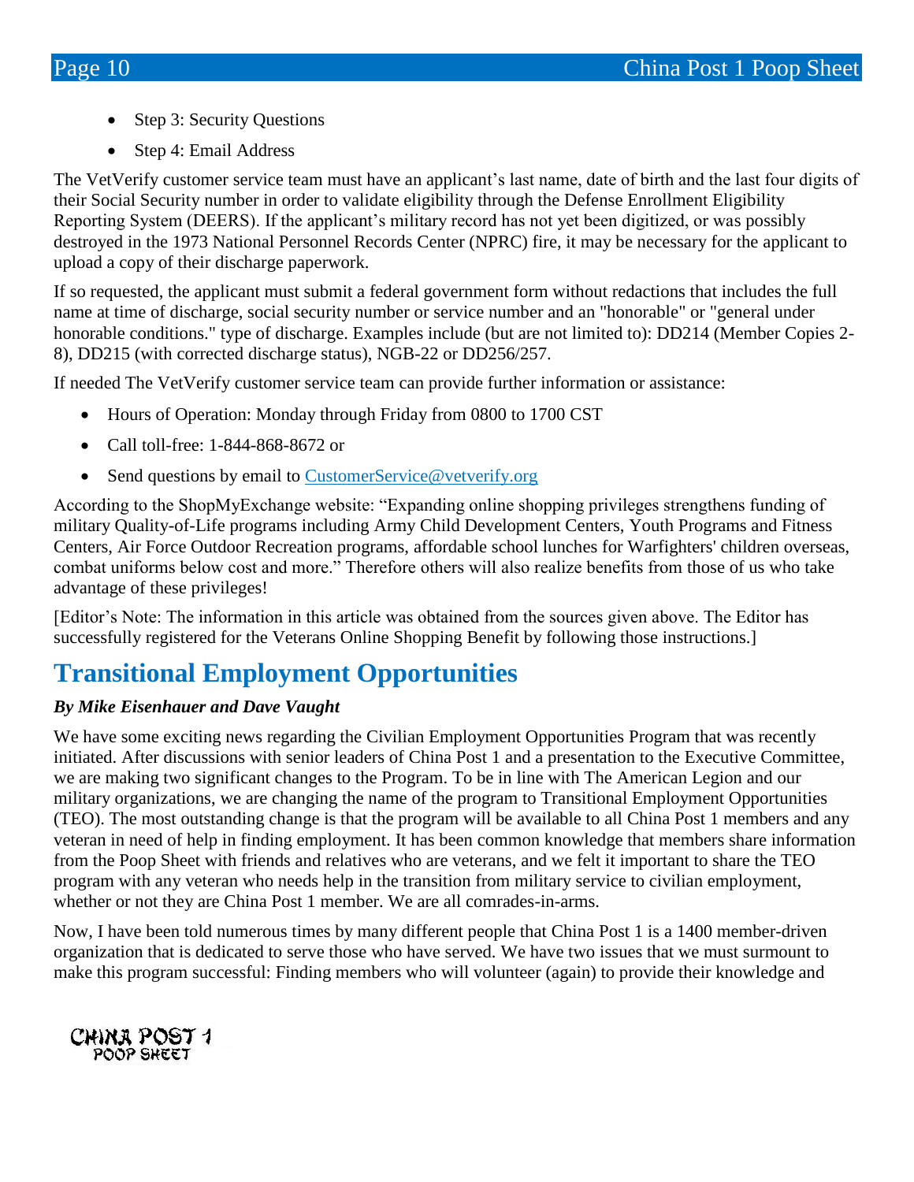- Step 3: Security Questions
- Step 4: Email Address

The VetVerify customer service team must have an applicant's last name, date of birth and the last four digits of their Social Security number in order to validate eligibility through the Defense Enrollment Eligibility Reporting System (DEERS). If the applicant's military record has not yet been digitized, or was possibly destroyed in the 1973 National Personnel Records Center (NPRC) fire, it may be necessary for the applicant to upload a copy of their discharge paperwork.

If so requested, the applicant must submit a federal government form without redactions that includes the full name at time of discharge, social security number or service number and an "honorable" or "general under honorable conditions." type of discharge. Examples include (but are not limited to): DD214 (Member Copies 2-8), DD215 (with corrected discharge status), NGB-22 or DD256/257.

If needed The VetVerify customer service team can provide further information or assistance:

- Hours of Operation: Monday through Friday from 0800 to 1700 CST
- Call toll-free: 1-844-868-8672 or
- Send questions by email to CustomerService@vetverify.org

According to the ShopMyExchange website: "Expanding online shopping privileges strengthens funding of military Quality-of-Life programs including Army Child Development Centers, Youth Programs and Fitness Centers, Air Force Outdoor Recreation programs, affordable school lunches for Warfighters' children overseas, combat uniforms below cost and more." Therefore others will also realize benefits from those of us who take advantage of these privileges!

[Editor's Note: The information in this article was obtained from the sources given above. The Editor has successfully registered for the Veterans Online Shopping Benefit by following those instructions.]

# Transitional Employment Opportunities

***By Mike Eisenhauer and Dave Vaught***

We have some exciting news regarding the Civilian Employment Opportunities Program that was recently initiated. After discussions with senior leaders of China Post 1 and a presentation to the Executive Committee, we are making two significant changes to the Program. To be in line with The American Legion and our military organizations, we are changing the name of the program to Transitional Employment Opportunities (TEO). The most outstanding change is that the program will be available to all China Post 1 members and any veteran in need of help in finding employment. It has been common knowledge that members share information from the Poop Sheet with friends and relatives who are veterans, and we felt it important to share the TEO program with any veteran who needs help in the transition from military service to civilian employment, whether or not they are China Post 1 member. We are all comrades-in-arms.

Now, I have been told numerous times by many different people that China Post 1 is a 1400 member-driven organization that is dedicated to serve those who have served. We have two issues that we must surmount to make this program successful: Finding members who will volunteer (again) to provide their knowledge and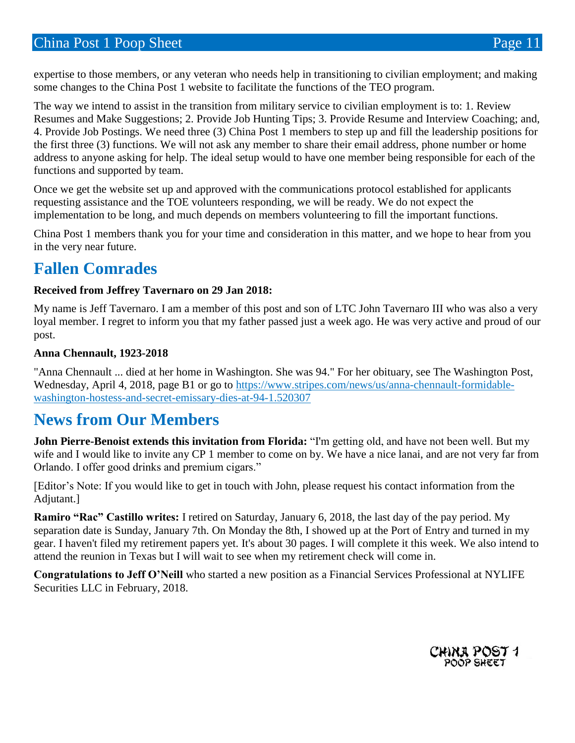expertise to those members, or any veteran who needs help in transitioning to civilian employment; and making some changes to the China Post 1 website to facilitate the functions of the TEO program.

The way we intend to assist in the transition from military service to civilian employment is to: 1. Review Resumes and Make Suggestions; 2. Provide Job Hunting Tips; 3. Provide Resume and Interview Coaching; and, 4. Provide Job Postings. We need three (3) China Post 1 members to step up and fill the leadership positions for the first three (3) functions. We will not ask any member to share their email address, phone number or home address to anyone asking for help. The ideal setup would to have one member being responsible for each of the functions and supported by team.

Once we get the website set up and approved with the communications protocol established for applicants requesting assistance and the TOE volunteers responding, we will be ready. We do not expect the implementation to be long, and much depends on members volunteering to fill the important functions.

China Post 1 members thank you for your time and consideration in this matter, and we hope to hear from you in the very near future.

# Fallen Comrades

**Received from Jeffrey Tavernaro on 29 Jan 2018:**

My name is Jeff Tavernaro. I am a member of this post and son of LTC John Tavernaro III who was also a very loyal member. I regret to inform you that my father passed just a week ago. He was very active and proud of our post.

**Anna Chennault, 1923-2018**

"Anna Chennault ... died at her home in Washington. She was 94." For her obituary, see The Washington Post, Wednesday, April 4, 2018, page B1 or go to https://www.stripes.com/news/us/anna-chennault-formidable-washington-hostess-and-secret-emissary-dies-at-94-1.520307

# News from Our Members

**John Pierre-Benoist extends this invitation from Florida:** "I'm getting old, and have not been well. But my wife and I would like to invite any CP 1 member to come on by. We have a nice lanai, and are not very far from Orlando. I offer good drinks and premium cigars."

[Editor's Note: If you would like to get in touch with John, please request his contact information from the Adjutant.]

**Ramiro "Rac" Castillo writes:** I retired on Saturday, January 6, 2018, the last day of the pay period. My separation date is Sunday, January 7th. On Monday the 8th, I showed up at the Port of Entry and turned in my gear. I haven't filed my retirement papers yet. It's about 30 pages. I will complete it this week. We also intend to attend the reunion in Texas but I will wait to see when my retirement check will come in.

**Congratulations to Jeff O'Neill** who started a new position as a Financial Services Professional at NYLIFE Securities LLC in February, 2018.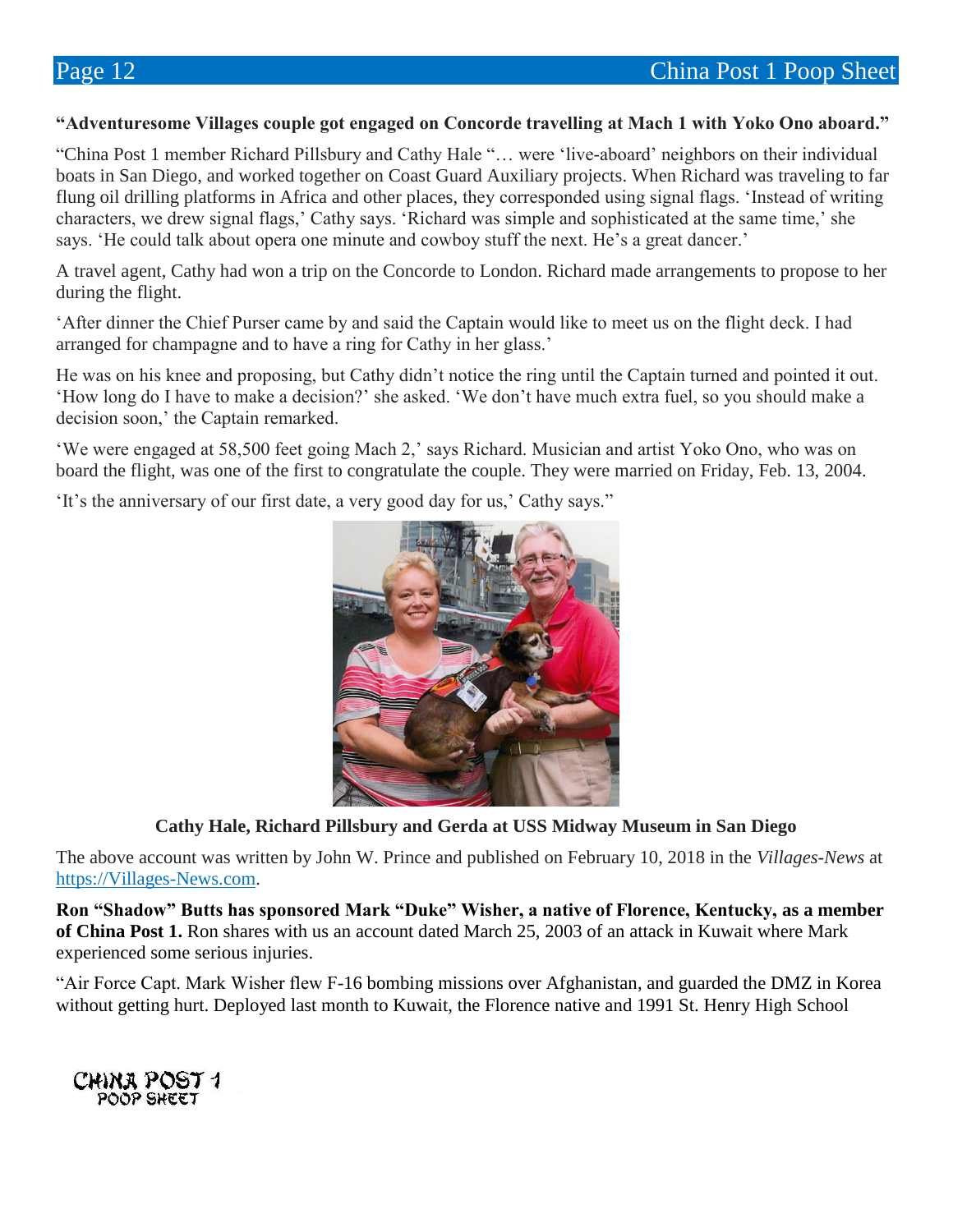**"Adventuresome Villages couple got engaged on Concorde travelling at Mach 1 with Yoko Ono aboard."**

"China Post 1 member Richard Pillsbury and Cathy Hale "… were 'live-aboard' neighbors on their individual boats in San Diego, and worked together on Coast Guard Auxiliary projects. When Richard was traveling to far flung oil drilling platforms in Africa and other places, they corresponded using signal flags. 'Instead of writing characters, we drew signal flags,' Cathy says. 'Richard was simple and sophisticated at the same time,' she says. 'He could talk about opera one minute and cowboy stuff the next. He's a great dancer.'

A travel agent, Cathy had won a trip on the Concorde to London. Richard made arrangements to propose to her during the flight.

'After dinner the Chief Purser came by and said the Captain would like to meet us on the flight deck. I had arranged for champagne and to have a ring for Cathy in her glass.'

He was on his knee and proposing, but Cathy didn't notice the ring until the Captain turned and pointed it out. 'How long do I have to make a decision?' she asked. 'We don't have much extra fuel, so you should make a decision soon,' the Captain remarked.

'We were engaged at 58,500 feet going Mach 2,' says Richard. Musician and artist Yoko Ono, who was on board the flight, was one of the first to congratulate the couple. They were married on Friday, Feb. 13, 2004.

'It's the anniversary of our first date, a very good day for us,' Cathy says."

**Cathy Hale, Richard Pillsbury and Gerda at USS Midway Museum in San Diego**

The above account was written by John W. Prince and published on February 10, 2018 in the *Villages-News* at https://Villages-News.com.

**Ron "Shadow" Butts has sponsored Mark "Duke" Wisher, a native of Florence, Kentucky, as a member of China Post 1.** Ron shares with us an account dated March 25, 2003 of an attack in Kuwait where Mark experienced some serious injuries.

"Air Force Capt. Mark Wisher flew F-16 bombing missions over Afghanistan, and guarded the DMZ in Korea without getting hurt. Deployed last month to Kuwait, the Florence native and 1991 St. Henry High School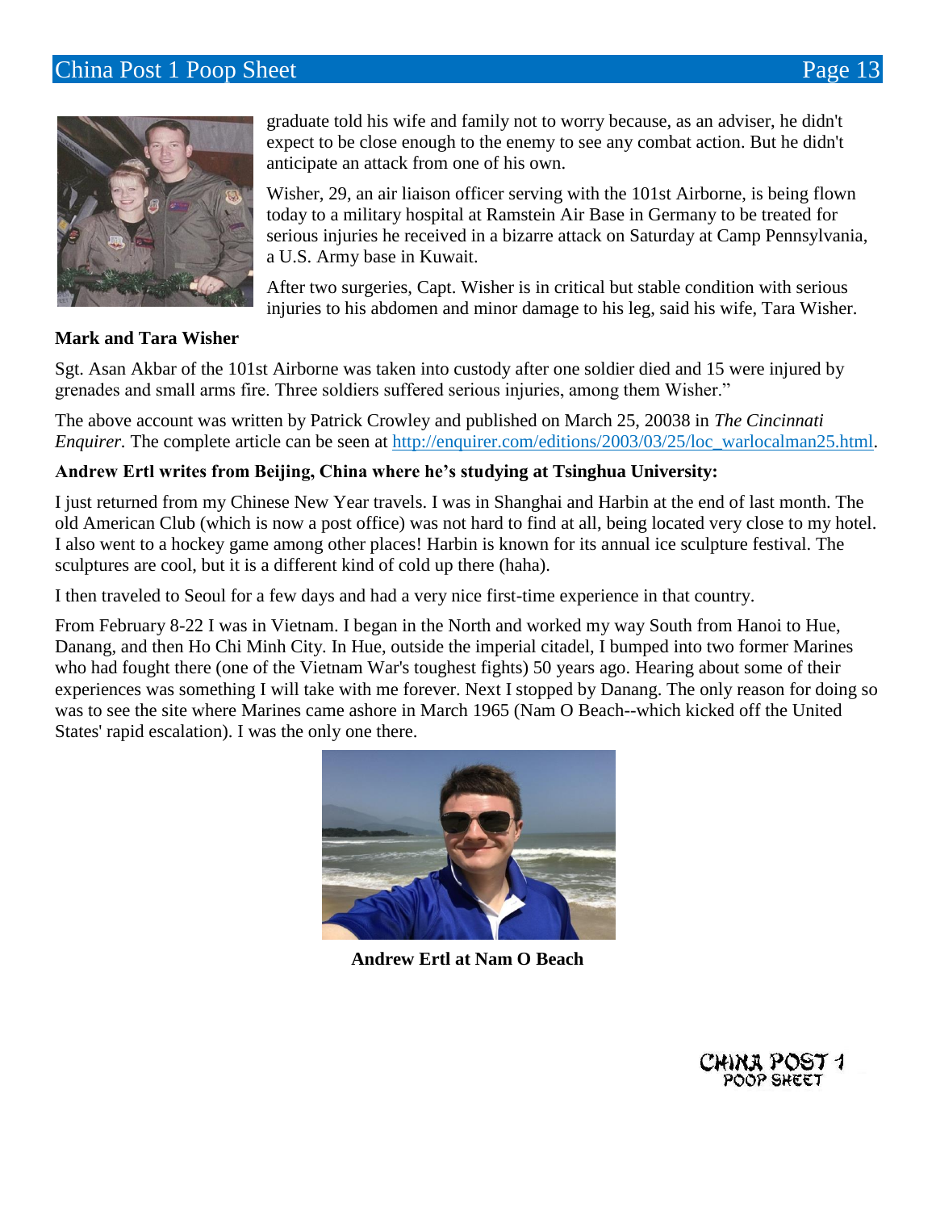graduate told his wife and family not to worry because, as an adviser, he didn't expect to be close enough to the enemy to see any combat action. But he didn't anticipate an attack from one of his own.

Wisher, 29, an air liaison officer serving with the 101st Airborne, is being flown today to a military hospital at Ramstein Air Base in Germany to be treated for serious injuries he received in a bizarre attack on Saturday at Camp Pennsylvania, a U.S. Army base in Kuwait.

After two surgeries, Capt. Wisher is in critical but stable condition with serious injuries to his abdomen and minor damage to his leg, said his wife, Tara Wisher.

**Mark and Tara Wisher**

Sgt. Asan Akbar of the 101st Airborne was taken into custody after one soldier died and 15 were injured by grenades and small arms fire. Three soldiers suffered serious injuries, among them Wisher."

The above account was written by Patrick Crowley and published on March 25, 20038 in *The Cincinnati Enquirer*. The complete article can be seen at http://enquirer.com/editions/2003/03/25/loc_warlocalman25.html.

**Andrew Ertl writes from Beijing, China where he's studying at Tsinghua University:**

I just returned from my Chinese New Year travels. I was in Shanghai and Harbin at the end of last month. The old American Club (which is now a post office) was not hard to find at all, being located very close to my hotel. I also went to a hockey game among other places! Harbin is known for its annual ice sculpture festival. The sculptures are cool, but it is a different kind of cold up there (haha).

I then traveled to Seoul for a few days and had a very nice first-time experience in that country.

From February 8-22 I was in Vietnam. I began in the North and worked my way South from Hanoi to Hue, Danang, and then Ho Chi Minh City. In Hue, outside the imperial citadel, I bumped into two former Marines who had fought there (one of the Vietnam War's toughest fights) 50 years ago. Hearing about some of their experiences was something I will take with me forever. Next I stopped by Danang. The only reason for doing so was to see the site where Marines came ashore in March 1965 (Nam O Beach--which kicked off the United States' rapid escalation). I was the only one there.

**Andrew Ertl at Nam O Beach**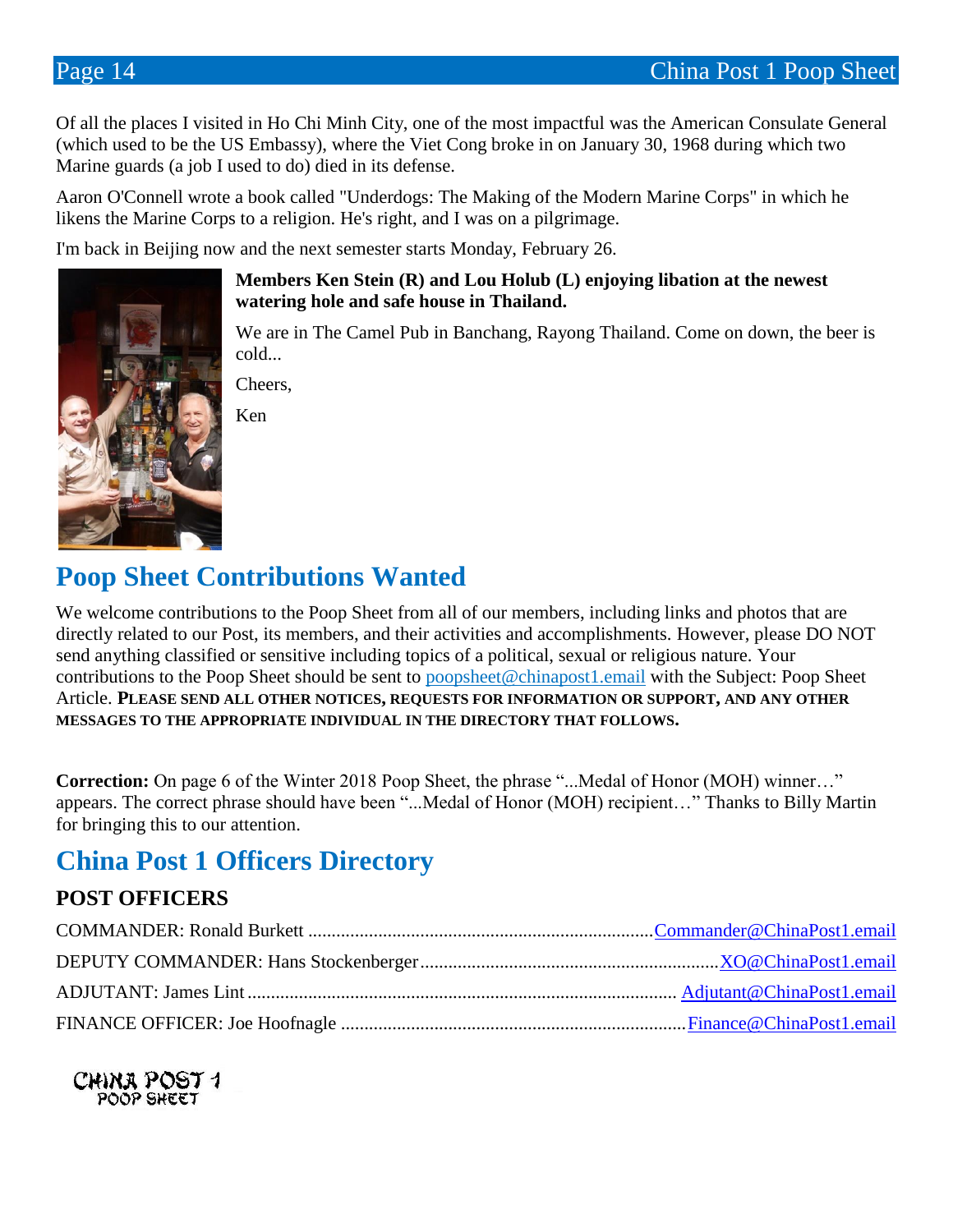Of all the places I visited in Ho Chi Minh City, one of the most impactful was the American Consulate General (which used to be the US Embassy), where the Viet Cong broke in on January 30, 1968 during which two Marine guards (a job I used to do) died in its defense.

Aaron O'Connell wrote a book called "Underdogs: The Making of the Modern Marine Corps" in which he likens the Marine Corps to a religion. He's right, and I was on a pilgrimage.

I'm back in Beijing now and the next semester starts Monday, February 26.

**Members Ken Stein (R) and Lou Holub (L) enjoying libation at the newest watering hole and safe house in Thailand.**

We are in The Camel Pub in Banchang, Rayong Thailand. Come on down, the beer is cold...

Cheers,

Ken

## Poop Sheet Contributions Wanted

We welcome contributions to the Poop Sheet from all of our members, including links and photos that are directly related to our Post, its members, and their activities and accomplishments. However, please DO NOT send anything classified or sensitive including topics of a political, sexual or religious nature. Your contributions to the Poop Sheet should be sent to poopsheet@chinapost1.email with the Subject: Poop Sheet Article. **PLEASE SEND ALL OTHER NOTICES, REQUESTS FOR INFORMATION OR SUPPORT, AND ANY OTHER MESSAGES TO THE APPROPRIATE INDIVIDUAL IN THE DIRECTORY THAT FOLLOWS.**

**Correction:** On page 6 of the Winter 2018 Poop Sheet, the phrase "...Medal of Honor (MOH) winner…" appears. The correct phrase should have been "...Medal of Honor (MOH) recipient…" Thanks to Billy Martin for bringing this to our attention.

## China Post 1 Officers Directory

### POST OFFICERS

COMMANDER: Ronald Burkett ........ Commander@ChinaPost1.email

DEPUTY COMMANDER: Hans Stockenberger ........ XO@ChinaPost1.email

ADJUTANT: James Lint ........ Adjutant@ChinaPost1.email

FINANCE OFFICER: Joe Hoofnagle ........ Finance@ChinaPost1.email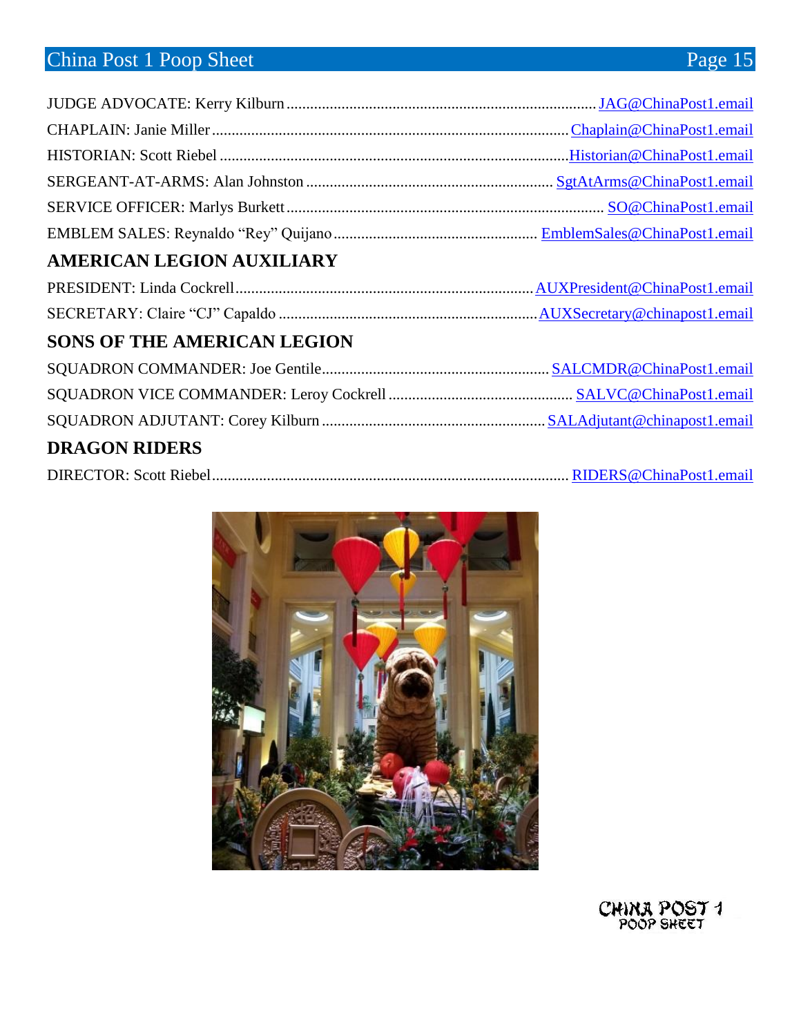JUDGE ADVOCATE: Kerry Kilburn .......... JAG@ChinaPost1.email

CHAPLAIN: Janie Miller .......... Chaplain@ChinaPost1.email

HISTORIAN: Scott Riebel .......... Historian@ChinaPost1.email

SERGEANT-AT-ARMS: Alan Johnston .......... SgtAtArms@ChinaPost1.email

SERVICE OFFICER: Marlys Burkett .......... SO@ChinaPost1.email

EMBLEM SALES: Reynaldo “Rey” Quijano .......... EmblemSales@ChinaPost1.email

## AMERICAN LEGION AUXILIARY

PRESIDENT: Linda Cockrell .......... AUXPresident@ChinaPost1.email

SECRETARY: Claire “CJ” Capaldo .......... AUXSecretary@chinapost1.email

## SONS OF THE AMERICAN LEGION

SQUADRON COMMANDER: Joe Gentile .......... SALCMDR@ChinaPost1.email

SQUADRON VICE COMMANDER: Leroy Cockrell .......... SALVC@ChinaPost1.email

SQUADRON ADJUTANT: Corey Kilburn .......... SALAdjutant@chinapost1.email

## DRAGON RIDERS

DIRECTOR: Scott Riebel .......... RIDERS@ChinaPost1.email